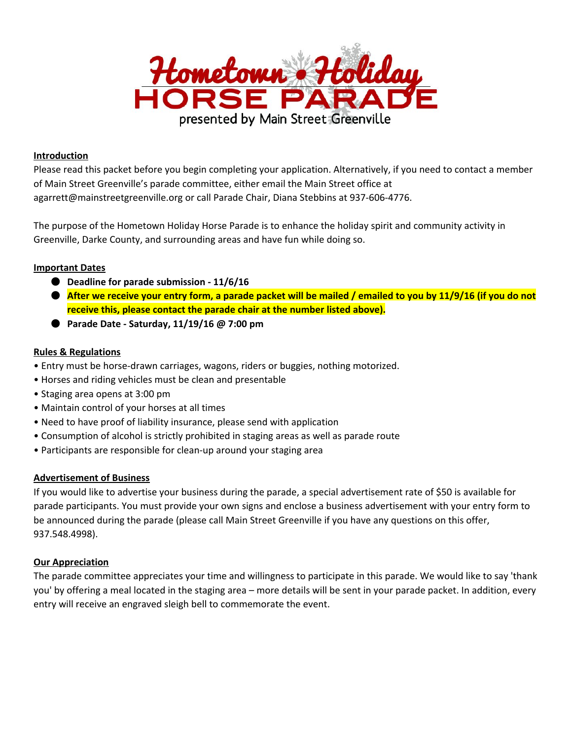# Hometown Holiday HORSE PARADE

presented by Main Street Greenville

## Introduction

Please read this packet before you begin completing your application. Alternatively, if you need to contact a member of Main Street Greenville's parade committee, either email the Main Street office at agarrett@mainstreetgreenville.org or call Parade Chair, Diana Stebbins at 937-606-4776.

The purpose of the Hometown Holiday Horse Parade is to enhance the holiday spirit and community activity in Greenville, Darke County, and surrounding areas and have fun while doing so.

## Important Dates

- **Deadline for parade submission - 11/6/16**
- **After we receive your entry form, a parade packet will be mailed / emailed to you by 11/9/16 (if you do not receive this, please contact the parade chair at the number listed above).**
- **Parade Date - Saturday, 11/19/16 @ 7:00 pm**

## Rules & Regulations

- Entry must be horse-drawn carriages, wagons, riders or buggies, nothing motorized.
- Horses and riding vehicles must be clean and presentable
- Staging area opens at 3:00 pm
- Maintain control of your horses at all times
- Need to have proof of liability insurance, please send with application
- Consumption of alcohol is strictly prohibited in staging areas as well as parade route
- Participants are responsible for clean-up around your staging area

## Advertisement of Business

If you would like to advertise your business during the parade, a special advertisement rate of $50 is available for parade participants. You must provide your own signs and enclose a business advertisement with your entry form to be announced during the parade (please call Main Street Greenville if you have any questions on this offer, 937.548.4998).

## Our Appreciation

The parade committee appreciates your time and willingness to participate in this parade. We would like to say 'thank you' by offering a meal located in the staging area – more details will be sent in your parade packet. In addition, every entry will receive an engraved sleigh bell to commemorate the event.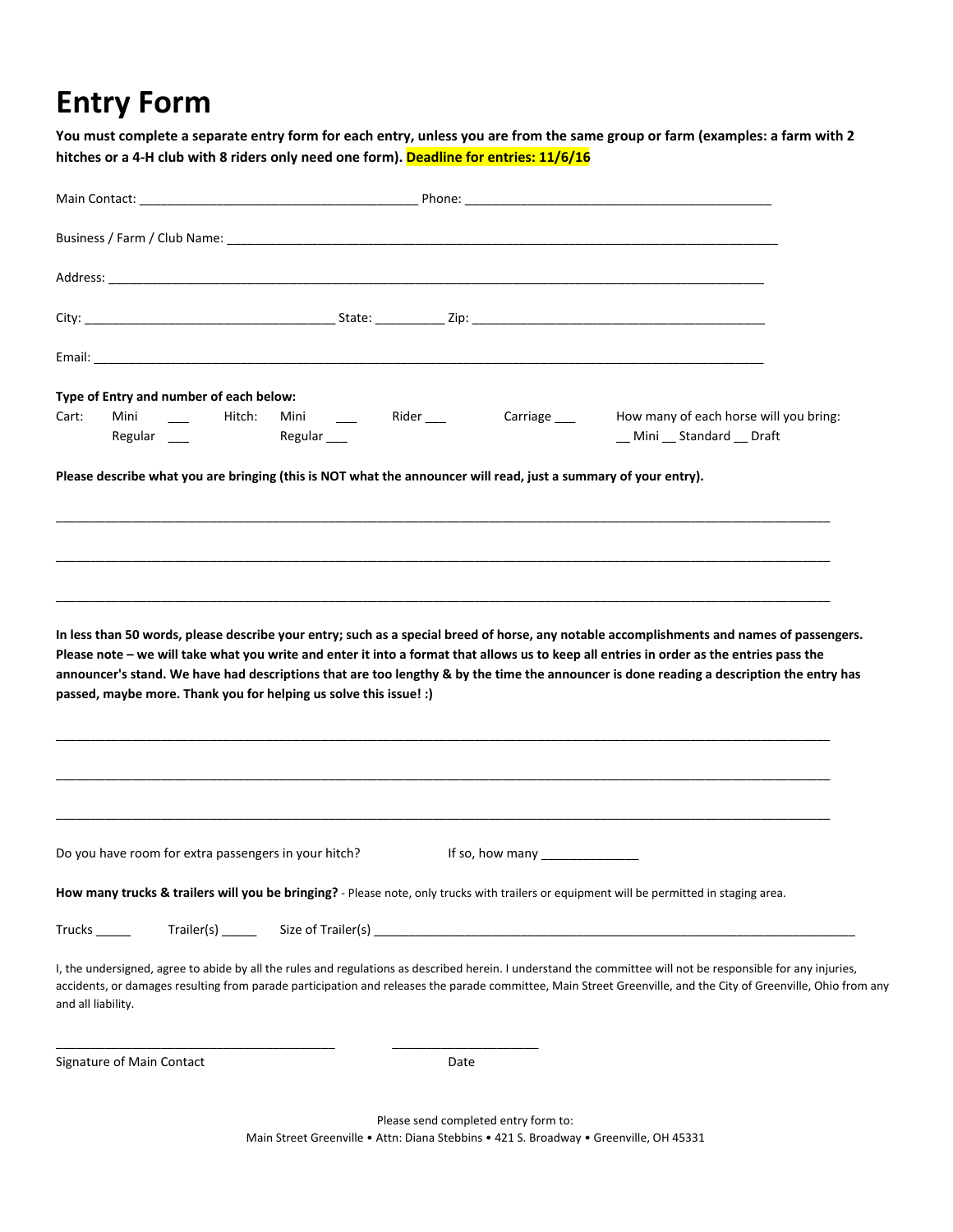# Entry Form

**You must complete a separate entry form for each entry, unless you are from the same group or farm (examples: a farm with 2 hitches or a 4-H club with 8 riders only need one form). Deadline for entries: 11/6/16**

Main Contact: ________________________________________ Phone: ____________________________________________

Business / Farm / Club Name: ________________________________________________________________________________

Address: ______________________________________________________________________________________________

City: ___________________________________ State: _________ Zip: __________________________________________

Email: ________________________________________________________________________________________________

**Type of Entry and number of each below:**

Cart: Mini ___ Regular ___    Hitch: Mini ___ Regular ___    Rider ___    Carriage ___

How many of each horse will you bring: __ Mini __ Standard __ Draft

**Please describe what you are bringing (this is NOT what the announcer will read, just a summary of your entry).**

_______________________________________________________________________________________________________________

_______________________________________________________________________________________________________________

_______________________________________________________________________________________________________________

**In less than 50 words, please describe your entry; such as a special breed of horse, any notable accomplishments and names of passengers. Please note – we will take what you write and enter it into a format that allows us to keep all entries in order as the entries pass the announcer's stand. We have had descriptions that are too lengthy & by the time the announcer is done reading a description the entry has passed, maybe more. Thank you for helping us solve this issue! :)**

_______________________________________________________________________________________________________________

_______________________________________________________________________________________________________________

_______________________________________________________________________________________________________________

Do you have room for extra passengers in your hitch?    If so, how many _____________

**How many trucks & trailers will you be bringing?** - Please note, only trucks with trailers or equipment will be permitted in staging area.

Trucks _____    Trailer(s) _____    Size of Trailer(s) ______________________________________________________________

I, the undersigned, agree to abide by all the rules and regulations as described herein. I understand the committee will not be responsible for any injuries, accidents, or damages resulting from parade participation and releases the parade committee, Main Street Greenville, and the City of Greenville, Ohio from any and all liability.

________________________________________    _____________________

Signature of Main Contact    Date

Please send completed entry form to:
Main Street Greenville • Attn: Diana Stebbins • 421 S. Broadway • Greenville, OH 45331